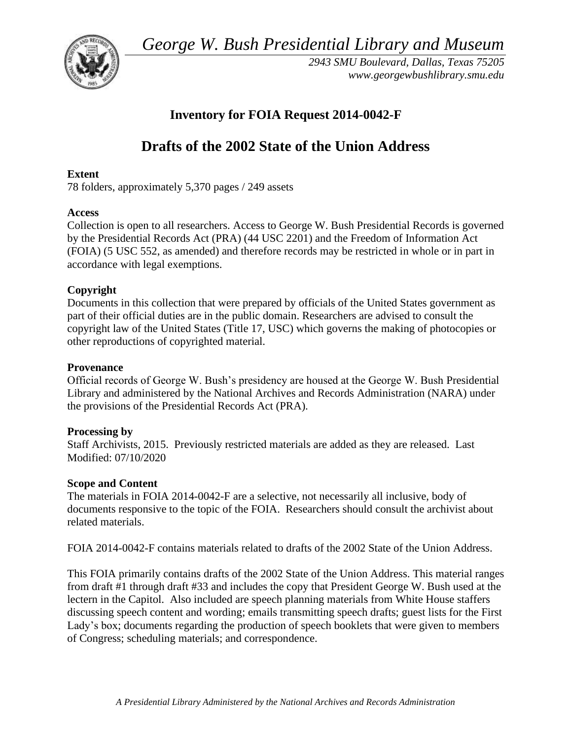*George W. Bush Presidential Library and Museum*

*2943 SMU Boulevard, Dallas, Texas 75205*
*www.georgewbushlibrary.smu.edu*

## Inventory for FOIA Request 2014-0042-F

# Drafts of the 2002 State of the Union Address

**Extent**
78 folders, approximately 5,370 pages / 249 assets

**Access**
Collection is open to all researchers. Access to George W. Bush Presidential Records is governed by the Presidential Records Act (PRA) (44 USC 2201) and the Freedom of Information Act (FOIA) (5 USC 552, as amended) and therefore records may be restricted in whole or in part in accordance with legal exemptions.

**Copyright**
Documents in this collection that were prepared by officials of the United States government as part of their official duties are in the public domain. Researchers are advised to consult the copyright law of the United States (Title 17, USC) which governs the making of photocopies or other reproductions of copyrighted material.

**Provenance**
Official records of George W. Bush's presidency are housed at the George W. Bush Presidential Library and administered by the National Archives and Records Administration (NARA) under the provisions of the Presidential Records Act (PRA).

**Processing by**
Staff Archivists, 2015. Previously restricted materials are added as they are released. Last Modified: 07/10/2020

**Scope and Content**
The materials in FOIA 2014-0042-F are a selective, not necessarily all inclusive, body of documents responsive to the topic of the FOIA. Researchers should consult the archivist about related materials.

FOIA 2014-0042-F contains materials related to drafts of the 2002 State of the Union Address.

This FOIA primarily contains drafts of the 2002 State of the Union Address. This material ranges from draft #1 through draft #33 and includes the copy that President George W. Bush used at the lectern in the Capitol. Also included are speech planning materials from White House staffers discussing speech content and wording; emails transmitting speech drafts; guest lists for the First Lady's box; documents regarding the production of speech booklets that were given to members of Congress; scheduling materials; and correspondence.

*A Presidential Library Administered by the National Archives and Records Administration*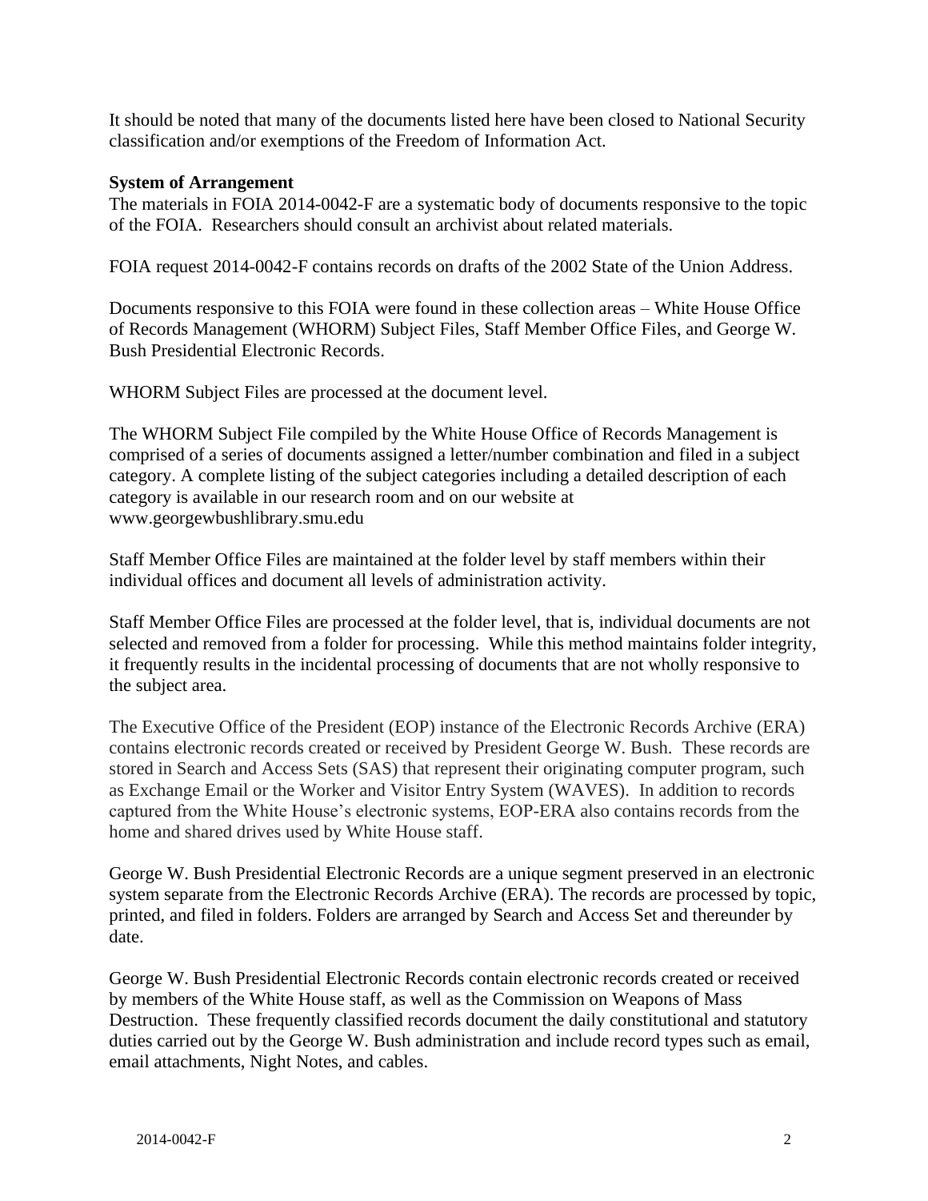It should be noted that many of the documents listed here have been closed to National Security classification and/or exemptions of the Freedom of Information Act.

**System of Arrangement**

The materials in FOIA 2014-0042-F are a systematic body of documents responsive to the topic of the FOIA. Researchers should consult an archivist about related materials.

FOIA request 2014-0042-F contains records on drafts of the 2002 State of the Union Address.

Documents responsive to this FOIA were found in these collection areas – White House Office of Records Management (WHORM) Subject Files, Staff Member Office Files, and George W. Bush Presidential Electronic Records.

WHORM Subject Files are processed at the document level.

The WHORM Subject File compiled by the White House Office of Records Management is comprised of a series of documents assigned a letter/number combination and filed in a subject category. A complete listing of the subject categories including a detailed description of each category is available in our research room and on our website at www.georgewbushlibrary.smu.edu

Staff Member Office Files are maintained at the folder level by staff members within their individual offices and document all levels of administration activity.

Staff Member Office Files are processed at the folder level, that is, individual documents are not selected and removed from a folder for processing. While this method maintains folder integrity, it frequently results in the incidental processing of documents that are not wholly responsive to the subject area.

The Executive Office of the President (EOP) instance of the Electronic Records Archive (ERA) contains electronic records created or received by President George W. Bush. These records are stored in Search and Access Sets (SAS) that represent their originating computer program, such as Exchange Email or the Worker and Visitor Entry System (WAVES). In addition to records captured from the White House's electronic systems, EOP-ERA also contains records from the home and shared drives used by White House staff.

George W. Bush Presidential Electronic Records are a unique segment preserved in an electronic system separate from the Electronic Records Archive (ERA). The records are processed by topic, printed, and filed in folders. Folders are arranged by Search and Access Set and thereunder by date.

George W. Bush Presidential Electronic Records contain electronic records created or received by members of the White House staff, as well as the Commission on Weapons of Mass Destruction. These frequently classified records document the daily constitutional and statutory duties carried out by the George W. Bush administration and include record types such as email, email attachments, Night Notes, and cables.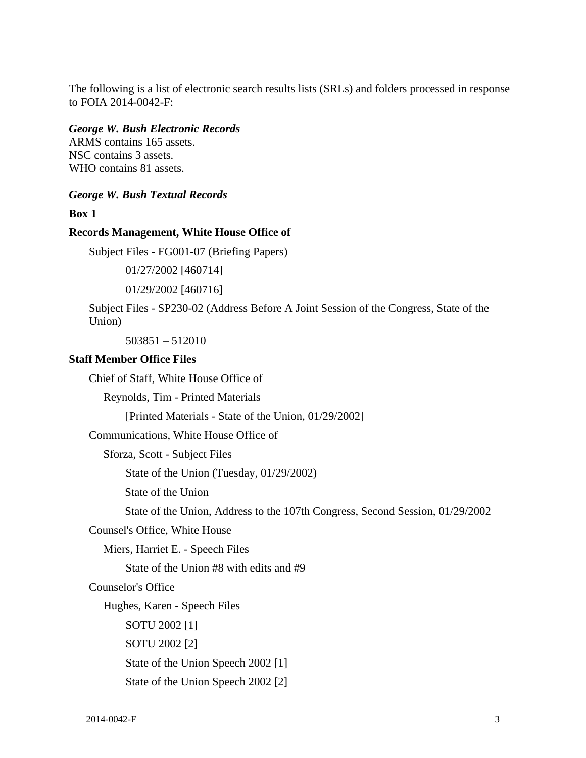The following is a list of electronic search results lists (SRLs) and folders processed in response to FOIA 2014-0042-F:

***George W. Bush Electronic Records***

ARMS contains 165 assets.
NSC contains 3 assets.
WHO contains 81 assets.

***George W. Bush Textual Records***

**Box 1**

**Records Management, White House Office of**

Subject Files - FG001-07 (Briefing Papers)

01/27/2002 [460714]

01/29/2002 [460716]

Subject Files - SP230-02 (Address Before A Joint Session of the Congress, State of the Union)

503851 – 512010

**Staff Member Office Files**

Chief of Staff, White House Office of

Reynolds, Tim - Printed Materials

[Printed Materials - State of the Union, 01/29/2002]

Communications, White House Office of

Sforza, Scott - Subject Files

State of the Union (Tuesday, 01/29/2002)

State of the Union

State of the Union, Address to the 107th Congress, Second Session, 01/29/2002

Counsel's Office, White House

Miers, Harriet E. - Speech Files

State of the Union #8 with edits and #9

Counselor's Office

Hughes, Karen - Speech Files

SOTU 2002 [1]

SOTU 2002 [2]

State of the Union Speech 2002 [1]

State of the Union Speech 2002 [2]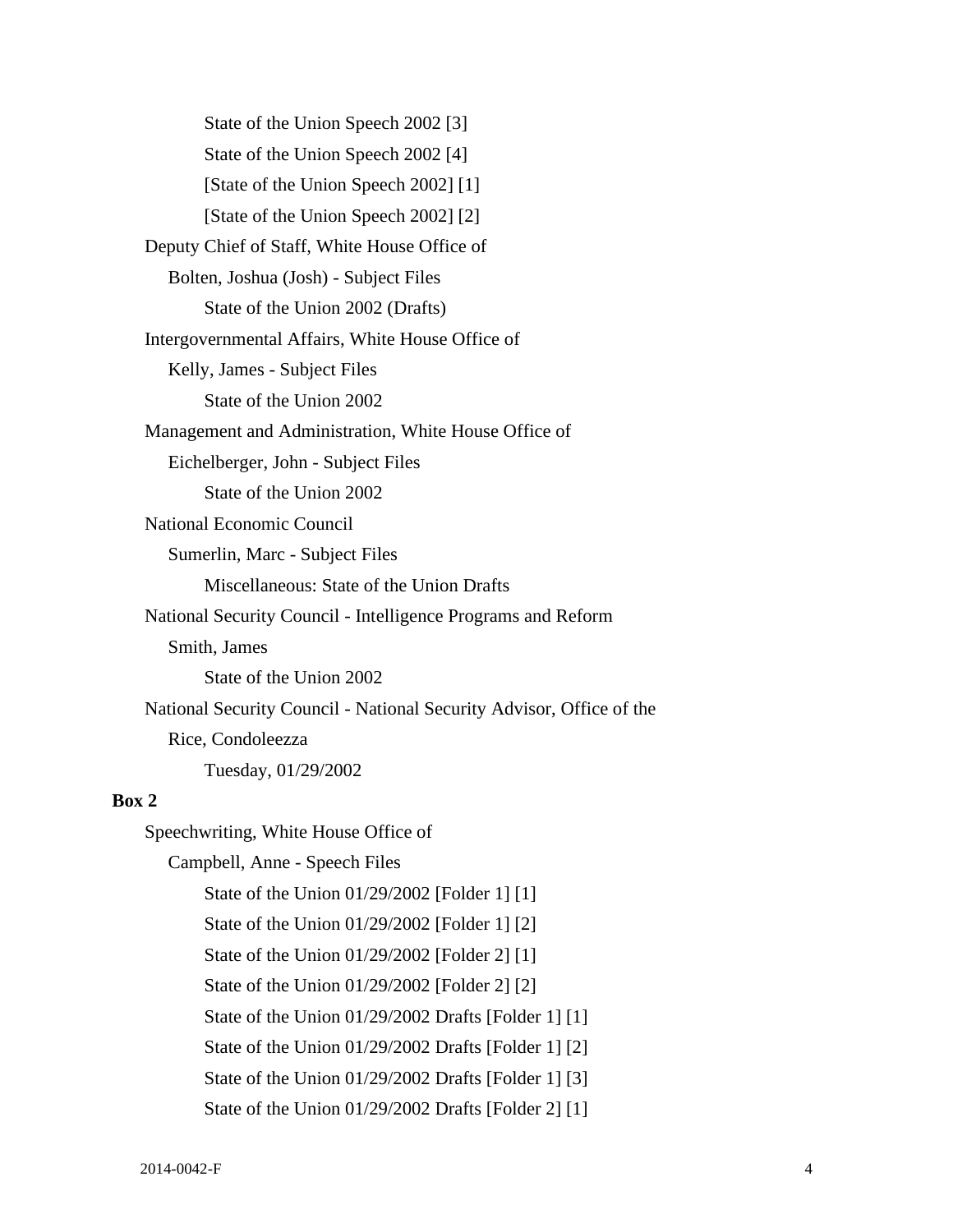State of the Union Speech 2002 [3]

State of the Union Speech 2002 [4]

[State of the Union Speech 2002] [1]

[State of the Union Speech 2002] [2]

Deputy Chief of Staff, White House Office of

Bolten, Joshua (Josh) - Subject Files

State of the Union 2002 (Drafts)

Intergovernmental Affairs, White House Office of

Kelly, James - Subject Files

State of the Union 2002

Management and Administration, White House Office of

Eichelberger, John - Subject Files

State of the Union 2002

National Economic Council

Sumerlin, Marc - Subject Files

Miscellaneous: State of the Union Drafts

National Security Council - Intelligence Programs and Reform

Smith, James

State of the Union 2002

National Security Council - National Security Advisor, Office of the

Rice, Condoleezza

Tuesday, 01/29/2002

**Box 2**

Speechwriting, White House Office of

Campbell, Anne - Speech Files

State of the Union 01/29/2002 [Folder 1] [1]

State of the Union 01/29/2002 [Folder 1] [2]

State of the Union 01/29/2002 [Folder 2] [1]

State of the Union 01/29/2002 [Folder 2] [2]

State of the Union 01/29/2002 Drafts [Folder 1] [1]

State of the Union 01/29/2002 Drafts [Folder 1] [2]

State of the Union 01/29/2002 Drafts [Folder 1] [3]

State of the Union 01/29/2002 Drafts [Folder 2] [1]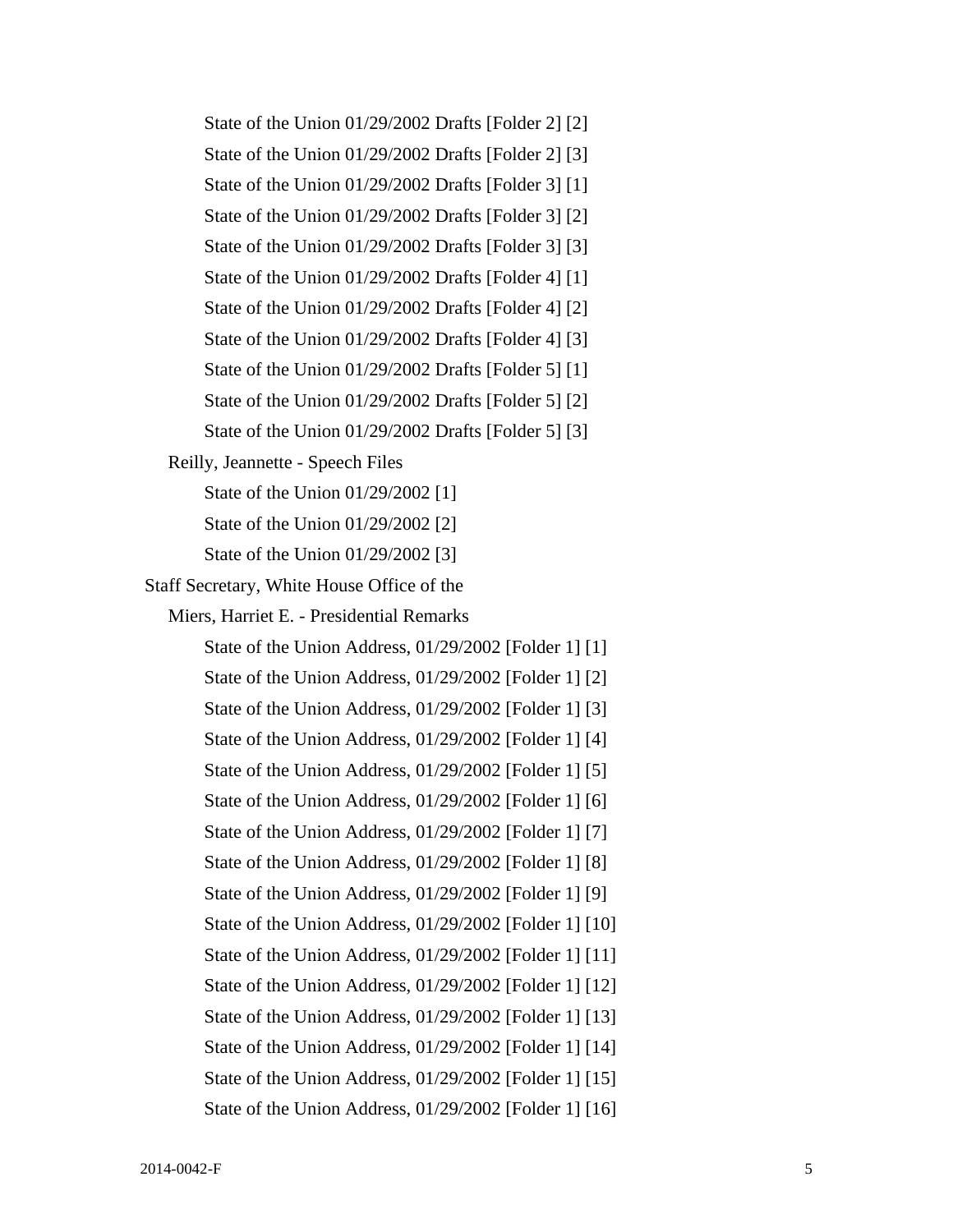State of the Union 01/29/2002 Drafts [Folder 2] [2]

State of the Union 01/29/2002 Drafts [Folder 2] [3]

State of the Union 01/29/2002 Drafts [Folder 3] [1]

State of the Union 01/29/2002 Drafts [Folder 3] [2]

State of the Union 01/29/2002 Drafts [Folder 3] [3]

State of the Union 01/29/2002 Drafts [Folder 4] [1]

State of the Union 01/29/2002 Drafts [Folder 4] [2]

State of the Union 01/29/2002 Drafts [Folder 4] [3]

State of the Union 01/29/2002 Drafts [Folder 5] [1]

State of the Union 01/29/2002 Drafts [Folder 5] [2]

State of the Union 01/29/2002 Drafts [Folder 5] [3]

Reilly, Jeannette - Speech Files

State of the Union 01/29/2002 [1]

State of the Union 01/29/2002 [2]

State of the Union 01/29/2002 [3]

Staff Secretary, White House Office of the

Miers, Harriet E. - Presidential Remarks

State of the Union Address, 01/29/2002 [Folder 1] [1]

State of the Union Address, 01/29/2002 [Folder 1] [2]

State of the Union Address, 01/29/2002 [Folder 1] [3]

State of the Union Address, 01/29/2002 [Folder 1] [4]

State of the Union Address, 01/29/2002 [Folder 1] [5]

State of the Union Address, 01/29/2002 [Folder 1] [6]

State of the Union Address, 01/29/2002 [Folder 1] [7]

State of the Union Address, 01/29/2002 [Folder 1] [8]

State of the Union Address, 01/29/2002 [Folder 1] [9]

State of the Union Address, 01/29/2002 [Folder 1] [10]

State of the Union Address, 01/29/2002 [Folder 1] [11]

State of the Union Address, 01/29/2002 [Folder 1] [12]

State of the Union Address, 01/29/2002 [Folder 1] [13]

State of the Union Address, 01/29/2002 [Folder 1] [14]

State of the Union Address, 01/29/2002 [Folder 1] [15]

State of the Union Address, 01/29/2002 [Folder 1] [16]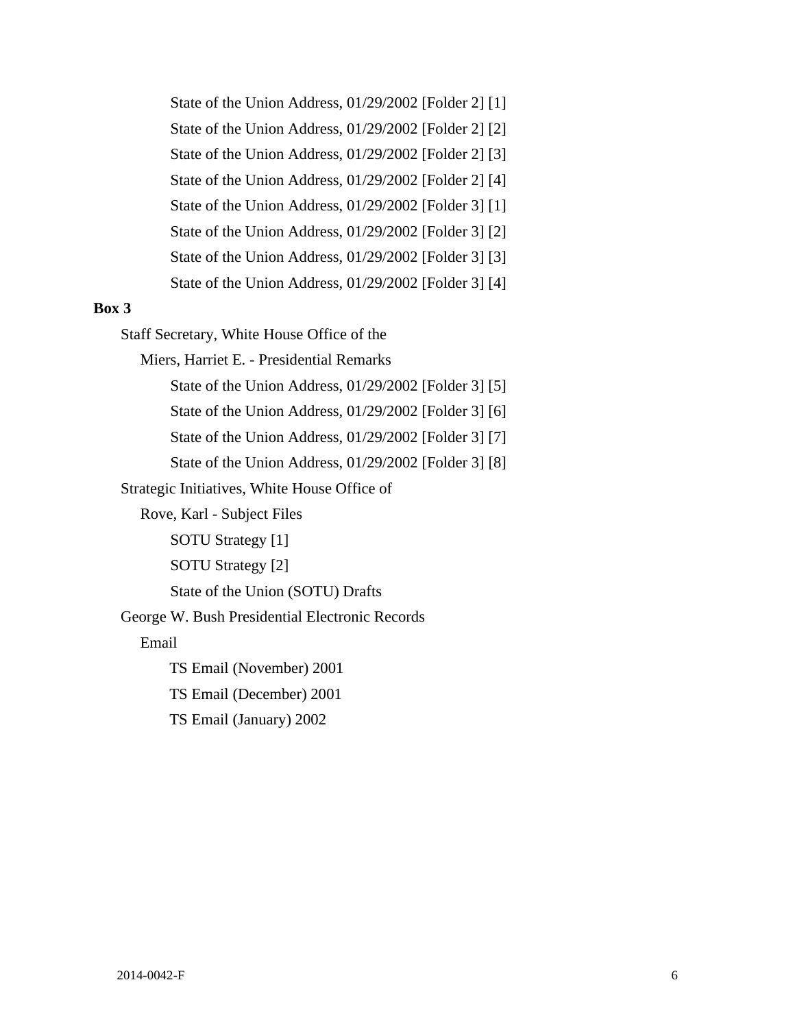State of the Union Address, 01/29/2002 [Folder 2] [1]

State of the Union Address, 01/29/2002 [Folder 2] [2]

State of the Union Address, 01/29/2002 [Folder 2] [3]

State of the Union Address, 01/29/2002 [Folder 2] [4]

State of the Union Address, 01/29/2002 [Folder 3] [1]

State of the Union Address, 01/29/2002 [Folder 3] [2]

State of the Union Address, 01/29/2002 [Folder 3] [3]

State of the Union Address, 01/29/2002 [Folder 3] [4]

**Box 3**

Staff Secretary, White House Office of the

Miers, Harriet E. - Presidential Remarks

State of the Union Address, 01/29/2002 [Folder 3] [5]

State of the Union Address, 01/29/2002 [Folder 3] [6]

State of the Union Address, 01/29/2002 [Folder 3] [7]

State of the Union Address, 01/29/2002 [Folder 3] [8]

Strategic Initiatives, White House Office of

Rove, Karl - Subject Files

SOTU Strategy [1]

SOTU Strategy [2]

State of the Union (SOTU) Drafts

George W. Bush Presidential Electronic Records

Email

TS Email (November) 2001

TS Email (December) 2001

TS Email (January) 2002

2014-0042-F